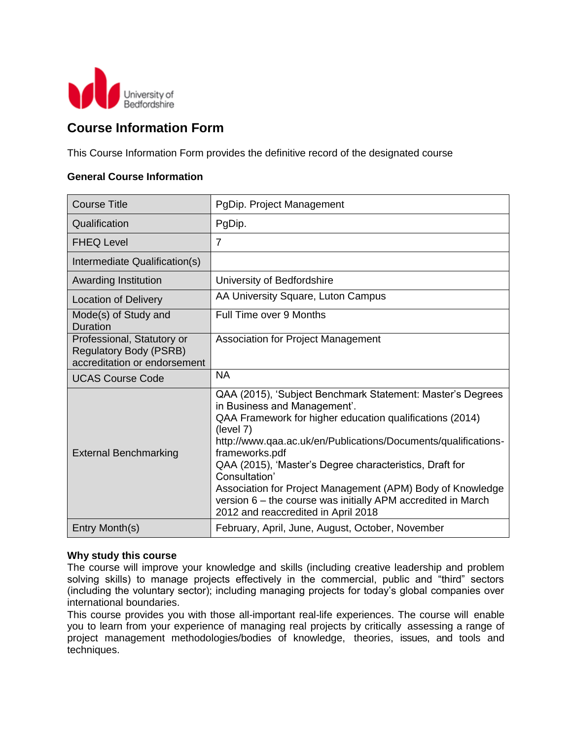# Course Information Form

This Course Information Form provides the definitive record of the designated course

## General Course Information

| Course Title | PgDip. Project Management |
|---|---|
| Qualification | PgDip. |
| FHEQ Level | 7 |
| Intermediate Qualification(s) | |
| Awarding Institution | University of Bedfordshire |
| Location of Delivery | AA University Square, Luton Campus |
| Mode(s) of Study and Duration | Full Time over 9 Months |
| Professional, Statutory or Regulatory Body (PSRB) accreditation or endorsement | Association for Project Management |
| UCAS Course Code | NA |
| External Benchmarking | QAA (2015), 'Subject Benchmark Statement: Master's Degrees in Business and Management'. QAA Framework for higher education qualifications (2014) (level 7) http://www.qaa.ac.uk/en/Publications/Documents/qualifications-frameworks.pdf QAA (2015), 'Master's Degree characteristics, Draft for Consultation' Association for Project Management (APM) Body of Knowledge version 6 – the course was initially APM accredited in March 2012 and reaccredited in April 2018 |
| Entry Month(s) | February, April, June, August, October, November |

**Why study this course**

The course will improve your knowledge and skills (including creative leadership and problem solving skills) to manage projects effectively in the commercial, public and "third" sectors (including the voluntary sector); including managing projects for today's global companies over international boundaries.

This course provides you with those all-important real-life experiences. The course will enable you to learn from your experience of managing real projects by critically assessing a range of project management methodologies/bodies of knowledge, theories, issues, and tools and techniques.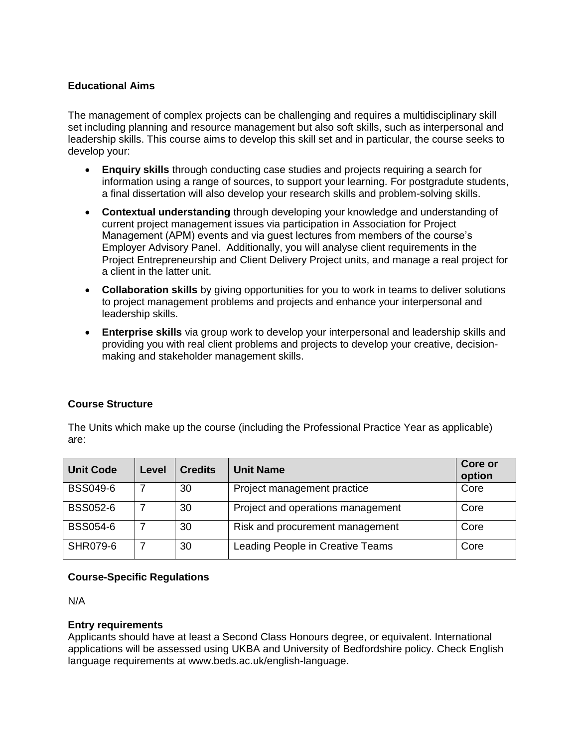## Educational Aims

The management of complex projects can be challenging and requires a multidisciplinary skill set including planning and resource management but also soft skills, such as interpersonal and leadership skills. This course aims to develop this skill set and in particular, the course seeks to develop your:

- **Enquiry skills** through conducting case studies and projects requiring a search for information using a range of sources, to support your learning. For postgradute students, a final dissertation will also develop your research skills and problem-solving skills.
- **Contextual understanding** through developing your knowledge and understanding of current project management issues via participation in Association for Project Management (APM) events and via guest lectures from members of the course's Employer Advisory Panel. Additionally, you will analyse client requirements in the Project Entrepreneurship and Client Delivery Project units, and manage a real project for a client in the latter unit.
- **Collaboration skills** by giving opportunities for you to work in teams to deliver solutions to project management problems and projects and enhance your interpersonal and leadership skills.
- **Enterprise skills** via group work to develop your interpersonal and leadership skills and providing you with real client problems and projects to develop your creative, decision-making and stakeholder management skills.

## Course Structure

The Units which make up the course (including the Professional Practice Year as applicable) are:

| Unit Code | Level | Credits | Unit Name | Core or option |
|---|---|---|---|---|
| BSS049-6 | 7 | 30 | Project management practice | Core |
| BSS052-6 | 7 | 30 | Project and operations management | Core |
| BSS054-6 | 7 | 30 | Risk and procurement management | Core |
| SHR079-6 | 7 | 30 | Leading People in Creative Teams | Core |

## Course-Specific Regulations

N/A

## Entry requirements

Applicants should have at least a Second Class Honours degree, or equivalent. International applications will be assessed using UKBA and University of Bedfordshire policy. Check English language requirements at www.beds.ac.uk/english-language.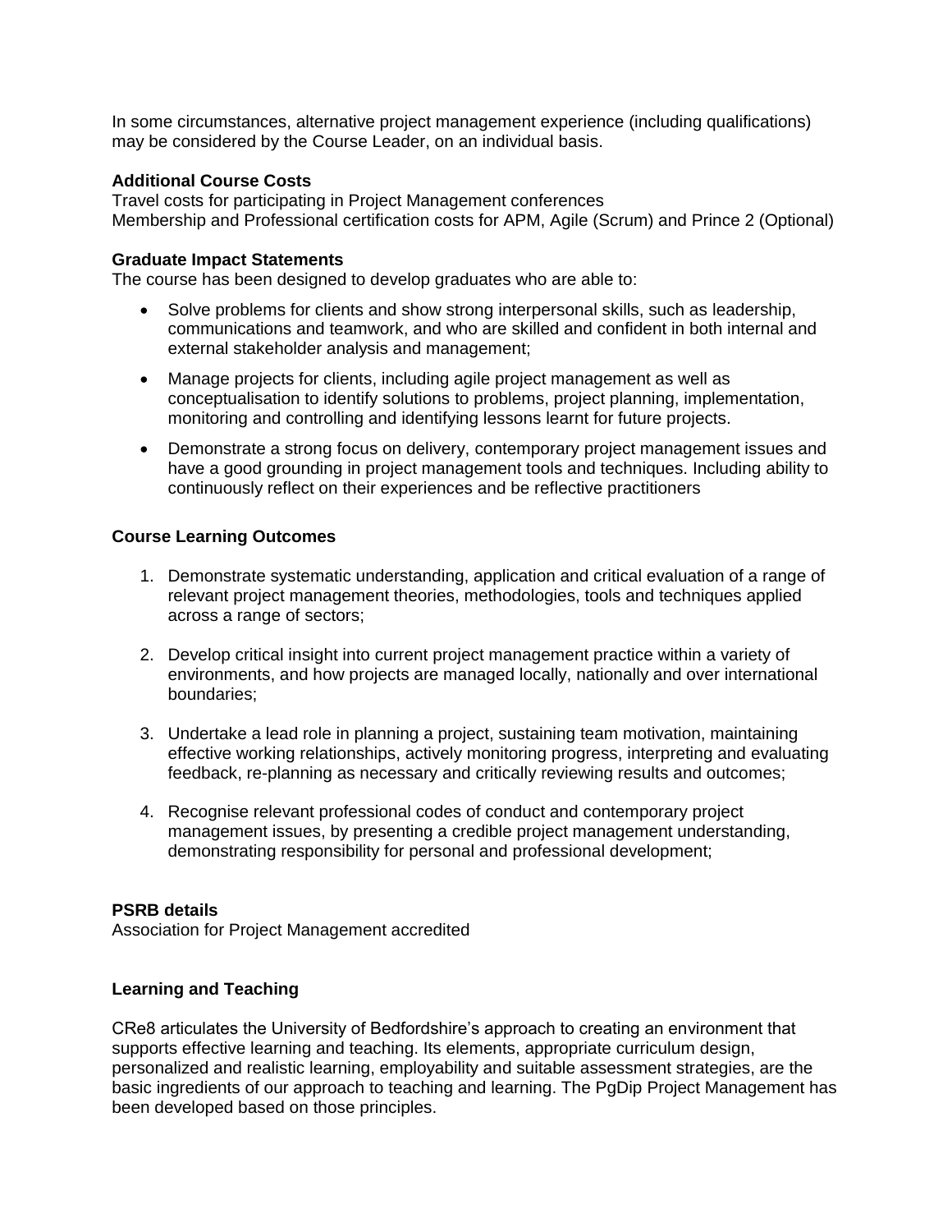In some circumstances, alternative project management experience (including qualifications) may be considered by the Course Leader, on an individual basis.

**Additional Course Costs**
Travel costs for participating in Project Management conferences
Membership and Professional certification costs for APM, Agile (Scrum) and Prince 2 (Optional)

**Graduate Impact Statements**
The course has been designed to develop graduates who are able to:

- Solve problems for clients and show strong interpersonal skills, such as leadership, communications and teamwork, and who are skilled and confident in both internal and external stakeholder analysis and management;
- Manage projects for clients, including agile project management as well as conceptualisation to identify solutions to problems, project planning, implementation, monitoring and controlling and identifying lessons learnt for future projects.
- Demonstrate a strong focus on delivery, contemporary project management issues and have a good grounding in project management tools and techniques. Including ability to continuously reflect on their experiences and be reflective practitioners

**Course Learning Outcomes**

1. Demonstrate systematic understanding, application and critical evaluation of a range of relevant project management theories, methodologies, tools and techniques applied across a range of sectors;
2. Develop critical insight into current project management practice within a variety of environments, and how projects are managed locally, nationally and over international boundaries;
3. Undertake a lead role in planning a project, sustaining team motivation, maintaining effective working relationships, actively monitoring progress, interpreting and evaluating feedback, re-planning as necessary and critically reviewing results and outcomes;
4. Recognise relevant professional codes of conduct and contemporary project management issues, by presenting a credible project management understanding, demonstrating responsibility for personal and professional development;

**PSRB details**
Association for Project Management accredited

**Learning and Teaching**

CRe8 articulates the University of Bedfordshire's approach to creating an environment that supports effective learning and teaching. Its elements, appropriate curriculum design, personalized and realistic learning, employability and suitable assessment strategies, are the basic ingredients of our approach to teaching and learning. The PgDip Project Management has been developed based on those principles.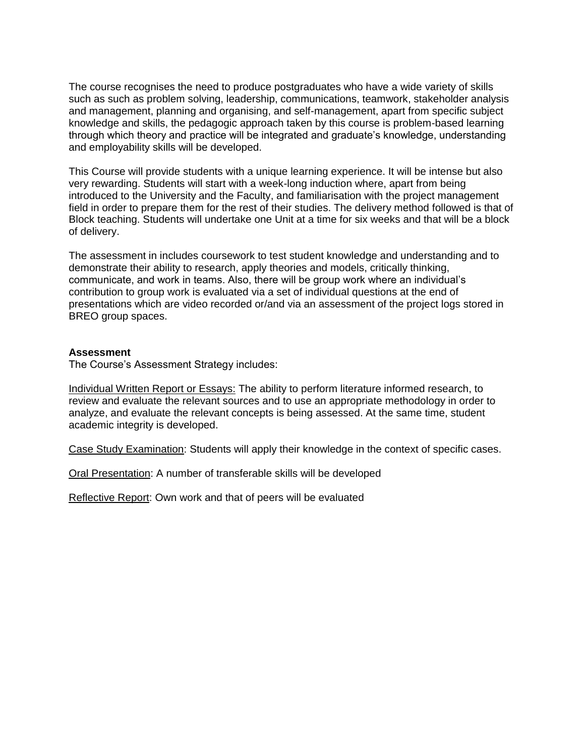The course recognises the need to produce postgraduates who have a wide variety of skills such as such as problem solving, leadership, communications, teamwork, stakeholder analysis and management, planning and organising, and self-management, apart from specific subject knowledge and skills, the pedagogic approach taken by this course is problem-based learning through which theory and practice will be integrated and graduate's knowledge, understanding and employability skills will be developed.

This Course will provide students with a unique learning experience. It will be intense but also very rewarding. Students will start with a week-long induction where, apart from being introduced to the University and the Faculty, and familiarisation with the project management field in order to prepare them for the rest of their studies. The delivery method followed is that of Block teaching. Students will undertake one Unit at a time for six weeks and that will be a block of delivery.

The assessment in includes coursework to test student knowledge and understanding and to demonstrate their ability to research, apply theories and models, critically thinking, communicate, and work in teams. Also, there will be group work where an individual's contribution to group work is evaluated via a set of individual questions at the end of presentations which are video recorded or/and via an assessment of the project logs stored in BREO group spaces.

**Assessment**

The Course's Assessment Strategy includes:

<u>Individual Written Report or Essays:</u> The ability to perform literature informed research, to review and evaluate the relevant sources and to use an appropriate methodology in order to analyze, and evaluate the relevant concepts is being assessed. At the same time, student academic integrity is developed.

<u>Case Study Examination</u>: Students will apply their knowledge in the context of specific cases.

<u>Oral Presentation</u>: A number of transferable skills will be developed

<u>Reflective Report</u>: Own work and that of peers will be evaluated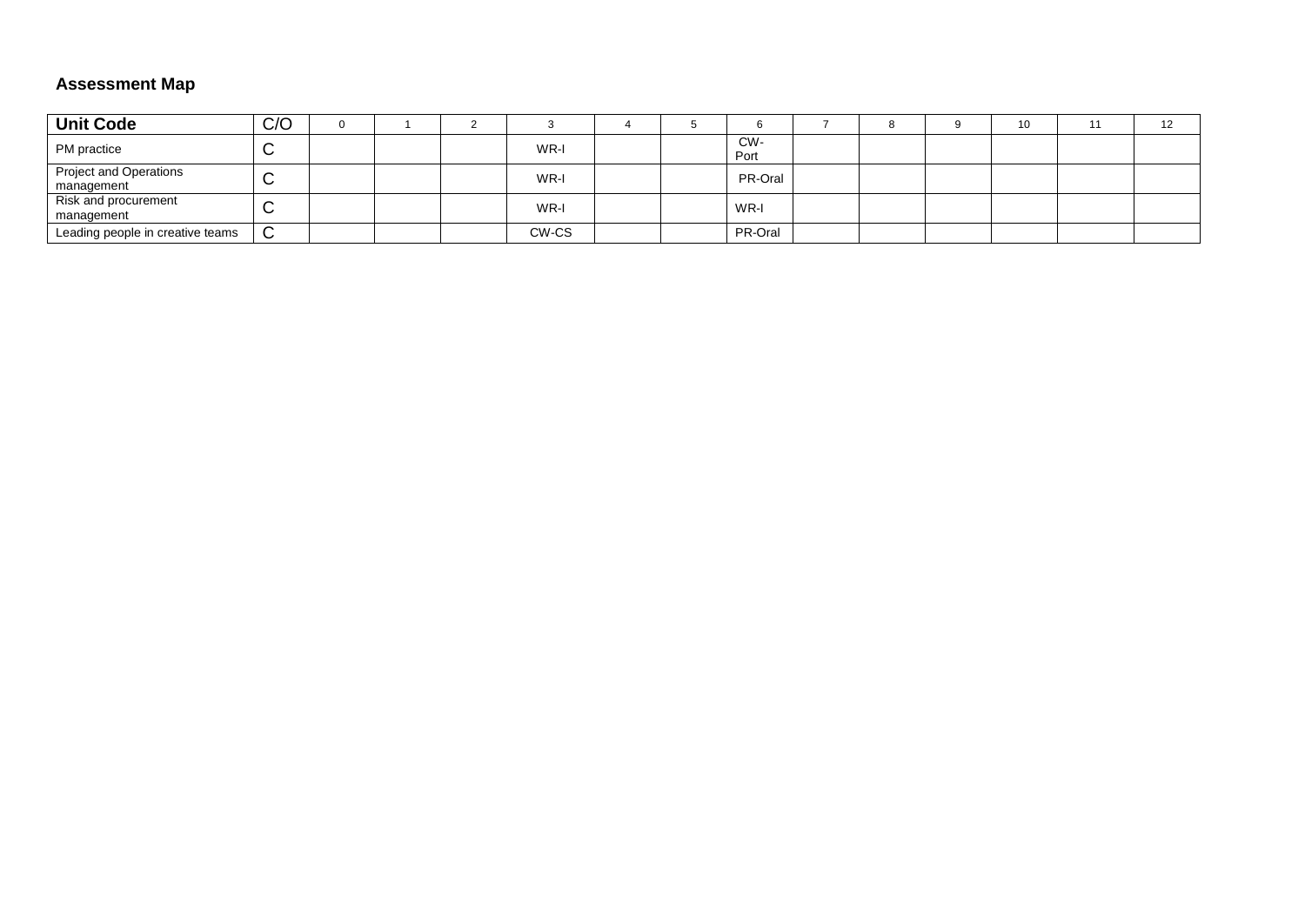### Assessment Map

| Unit Code | C/O | 0 | 1 | 2 | 3 | 4 | 5 | 6 | 7 | 8 | 9 | 10 | 11 | 12 |
|---|---|---|---|---|---|---|---|---|---|---|---|---|---|---|
| PM practice | C | | | | WR-I | | | CW-Port | | | | | | |
| Project and Operations management | C | | | | WR-I | | | PR-Oral | | | | | | |
| Risk and procurement management | C | | | | WR-I | | | WR-I | | | | | | |
| Leading people in creative teams | C | | | | CW-CS | | | PR-Oral | | | | | | |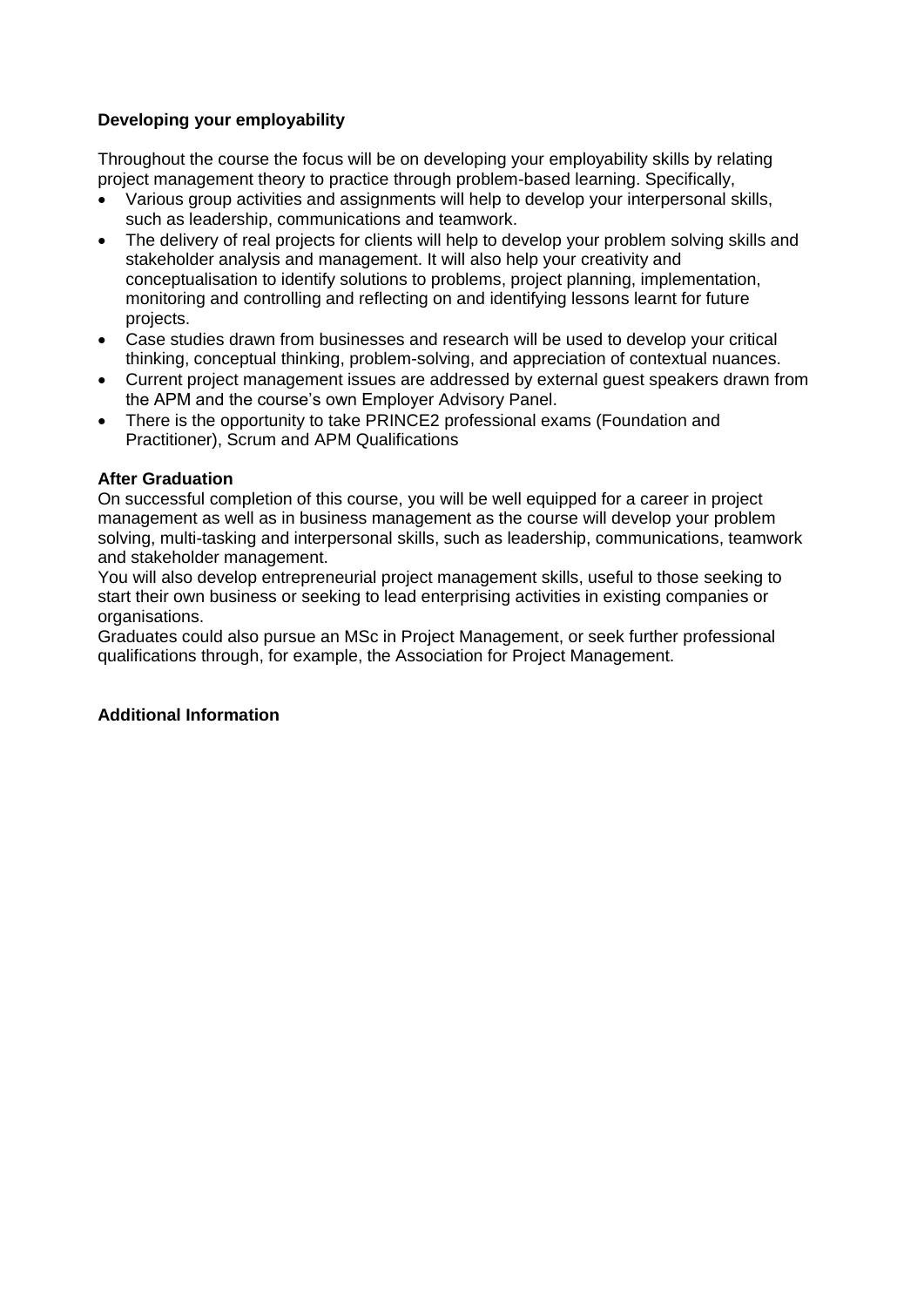**Developing your employability**

Throughout the course the focus will be on developing your employability skills by relating project management theory to practice through problem-based learning. Specifically,

- Various group activities and assignments will help to develop your interpersonal skills, such as leadership, communications and teamwork.
- The delivery of real projects for clients will help to develop your problem solving skills and stakeholder analysis and management. It will also help your creativity and conceptualisation to identify solutions to problems, project planning, implementation, monitoring and controlling and reflecting on and identifying lessons learnt for future projects.
- Case studies drawn from businesses and research will be used to develop your critical thinking, conceptual thinking, problem-solving, and appreciation of contextual nuances.
- Current project management issues are addressed by external guest speakers drawn from the APM and the course's own Employer Advisory Panel.
- There is the opportunity to take PRINCE2 professional exams (Foundation and Practitioner), Scrum and APM Qualifications

**After Graduation**

On successful completion of this course, you will be well equipped for a career in project management as well as in business management as the course will develop your problem solving, multi-tasking and interpersonal skills, such as leadership, communications, teamwork and stakeholder management.

You will also develop entrepreneurial project management skills, useful to those seeking to start their own business or seeking to lead enterprising activities in existing companies or organisations.

Graduates could also pursue an MSc in Project Management, or seek further professional qualifications through, for example, the Association for Project Management.

**Additional Information**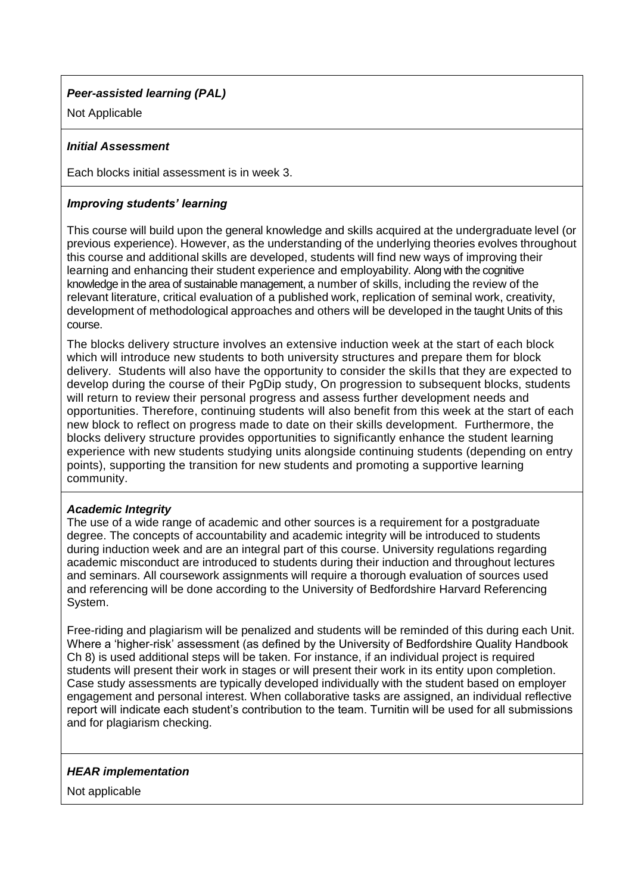***Peer-assisted learning (PAL)***

Not Applicable

***Initial Assessment***

Each blocks initial assessment is in week 3.

***Improving students' learning***

This course will build upon the general knowledge and skills acquired at the undergraduate level (or previous experience). However, as the understanding of the underlying theories evolves throughout this course and additional skills are developed, students will find new ways of improving their learning and enhancing their student experience and employability. Along with the cognitive knowledge in the area of sustainable management, a number of skills, including the review of the relevant literature, critical evaluation of a published work, replication of seminal work, creativity, development of methodological approaches and others will be developed in the taught Units of this course.

The blocks delivery structure involves an extensive induction week at the start of each block which will introduce new students to both university structures and prepare them for block delivery. Students will also have the opportunity to consider the skills that they are expected to develop during the course of their PgDip study, On progression to subsequent blocks, students will return to review their personal progress and assess further development needs and opportunities. Therefore, continuing students will also benefit from this week at the start of each new block to reflect on progress made to date on their skills development. Furthermore, the blocks delivery structure provides opportunities to significantly enhance the student learning experience with new students studying units alongside continuing students (depending on entry points), supporting the transition for new students and promoting a supportive learning community.

***Academic Integrity***

The use of a wide range of academic and other sources is a requirement for a postgraduate degree. The concepts of accountability and academic integrity will be introduced to students during induction week and are an integral part of this course. University regulations regarding academic misconduct are introduced to students during their induction and throughout lectures and seminars. All coursework assignments will require a thorough evaluation of sources used and referencing will be done according to the University of Bedfordshire Harvard Referencing System.

Free-riding and plagiarism will be penalized and students will be reminded of this during each Unit. Where a 'higher-risk' assessment (as defined by the University of Bedfordshire Quality Handbook Ch 8) is used additional steps will be taken. For instance, if an individual project is required students will present their work in stages or will present their work in its entity upon completion. Case study assessments are typically developed individually with the student based on employer engagement and personal interest. When collaborative tasks are assigned, an individual reflective report will indicate each student's contribution to the team. Turnitin will be used for all submissions and for plagiarism checking.

***HEAR implementation***

Not applicable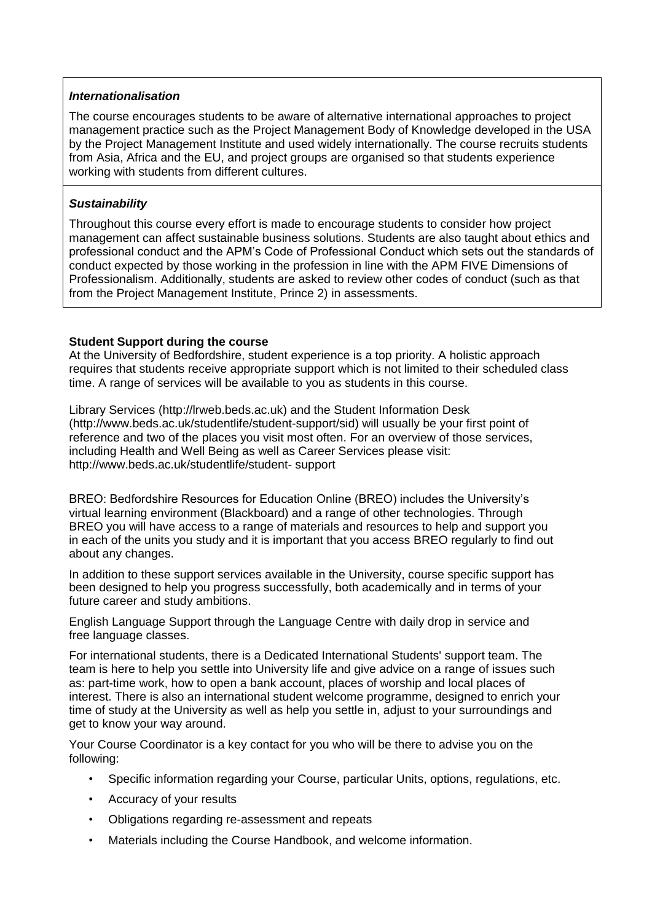### *Internationalisation*

The course encourages students to be aware of alternative international approaches to project management practice such as the Project Management Body of Knowledge developed in the USA by the Project Management Institute and used widely internationally. The course recruits students from Asia, Africa and the EU, and project groups are organised so that students experience working with students from different cultures.

### *Sustainability*

Throughout this course every effort is made to encourage students to consider how project management can affect sustainable business solutions. Students are also taught about ethics and professional conduct and the APM's Code of Professional Conduct which sets out the standards of conduct expected by those working in the profession in line with the APM FIVE Dimensions of Professionalism. Additionally, students are asked to review other codes of conduct (such as that from the Project Management Institute, Prince 2) in assessments.

**Student Support during the course**

At the University of Bedfordshire, student experience is a top priority. A holistic approach requires that students receive appropriate support which is not limited to their scheduled class time. A range of services will be available to you as students in this course.

Library Services (http://lrweb.beds.ac.uk) and the Student Information Desk (http://www.beds.ac.uk/studentlife/student-support/sid) will usually be your first point of reference and two of the places you visit most often. For an overview of those services, including Health and Well Being as well as Career Services please visit: http://www.beds.ac.uk/studentlife/student- support

BREO: Bedfordshire Resources for Education Online (BREO) includes the University's virtual learning environment (Blackboard) and a range of other technologies. Through BREO you will have access to a range of materials and resources to help and support you in each of the units you study and it is important that you access BREO regularly to find out about any changes.

In addition to these support services available in the University, course specific support has been designed to help you progress successfully, both academically and in terms of your future career and study ambitions.

English Language Support through the Language Centre with daily drop in service and free language classes.

For international students, there is a Dedicated International Students' support team. The team is here to help you settle into University life and give advice on a range of issues such as: part-time work, how to open a bank account, places of worship and local places of interest. There is also an international student welcome programme, designed to enrich your time of study at the University as well as help you settle in, adjust to your surroundings and get to know your way around.

Your Course Coordinator is a key contact for you who will be there to advise you on the following:

- Specific information regarding your Course, particular Units, options, regulations, etc.
- Accuracy of your results
- Obligations regarding re-assessment and repeats
- Materials including the Course Handbook, and welcome information.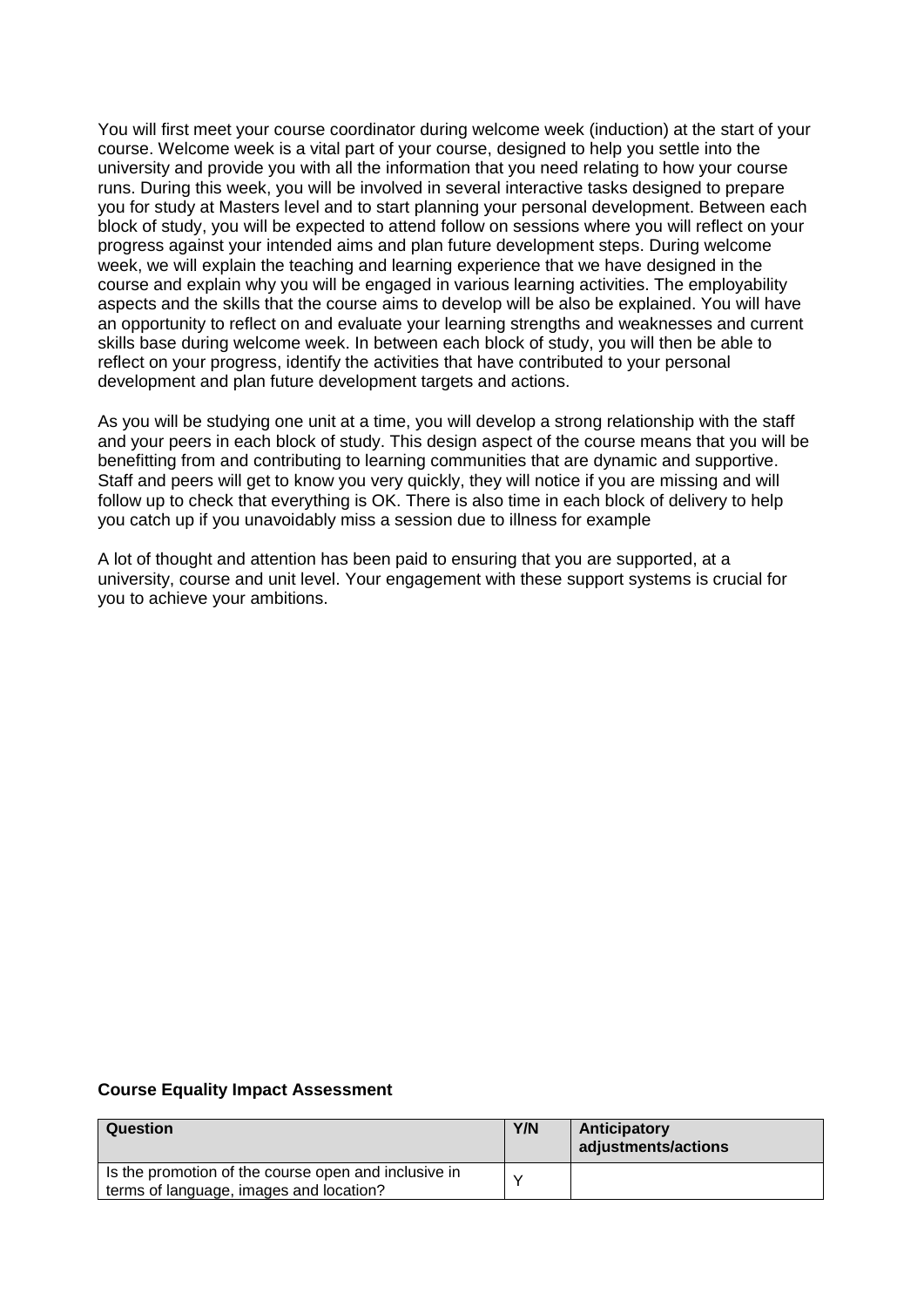You will first meet your course coordinator during welcome week (induction) at the start of your course. Welcome week is a vital part of your course, designed to help you settle into the university and provide you with all the information that you need relating to how your course runs. During this week, you will be involved in several interactive tasks designed to prepare you for study at Masters level and to start planning your personal development. Between each block of study, you will be expected to attend follow on sessions where you will reflect on your progress against your intended aims and plan future development steps. During welcome week, we will explain the teaching and learning experience that we have designed in the course and explain why you will be engaged in various learning activities. The employability aspects and the skills that the course aims to develop will be also be explained. You will have an opportunity to reflect on and evaluate your learning strengths and weaknesses and current skills base during welcome week. In between each block of study, you will then be able to reflect on your progress, identify the activities that have contributed to your personal development and plan future development targets and actions.

As you will be studying one unit at a time, you will develop a strong relationship with the staff and your peers in each block of study. This design aspect of the course means that you will be benefitting from and contributing to learning communities that are dynamic and supportive. Staff and peers will get to know you very quickly, they will notice if you are missing and will follow up to check that everything is OK. There is also time in each block of delivery to help you catch up if you unavoidably miss a session due to illness for example

A lot of thought and attention has been paid to ensuring that you are supported, at a university, course and unit level. Your engagement with these support systems is crucial for you to achieve your ambitions.

**Course Equality Impact Assessment**

| Question | Y/N | Anticipatory adjustments/actions |
|---|---|---|
| Is the promotion of the course open and inclusive in terms of language, images and location? | Y | |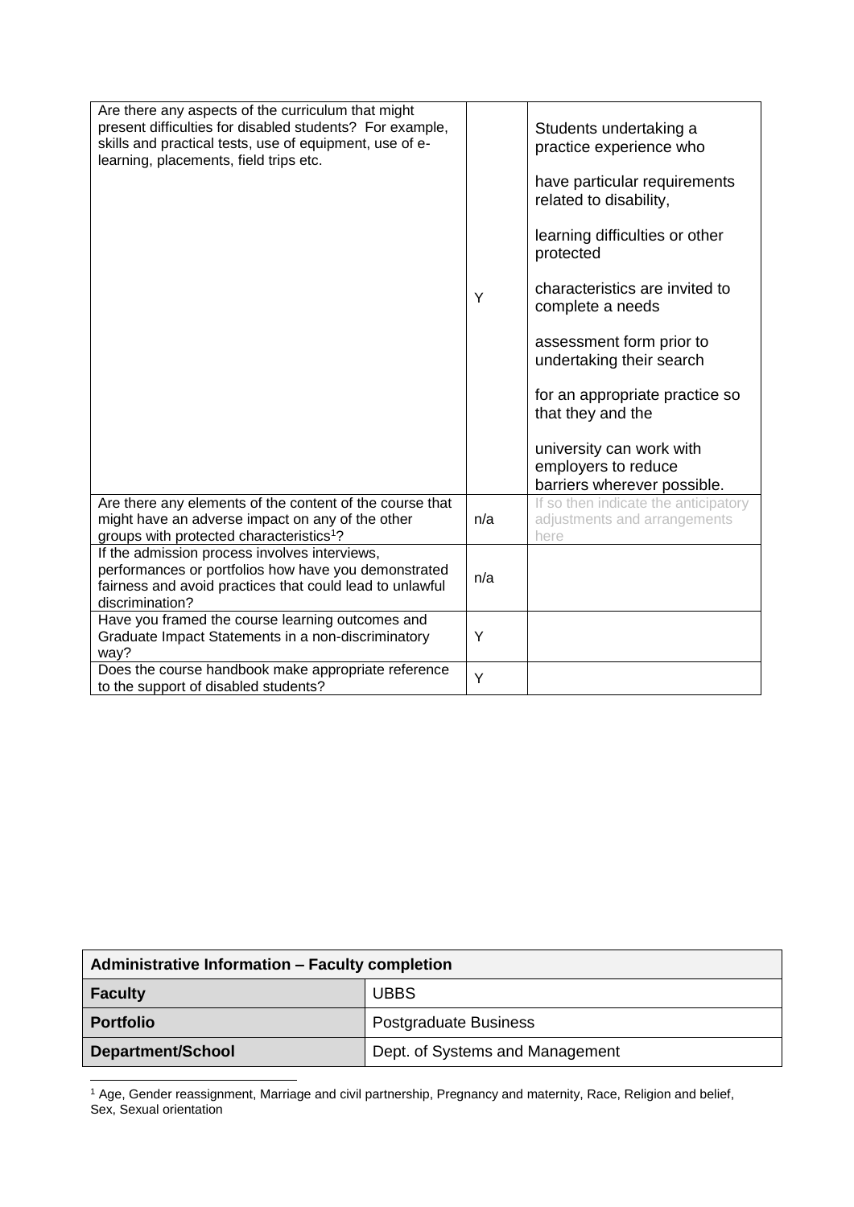| | | |
|---|---|---|
| Are there any aspects of the curriculum that might present difficulties for disabled students? For example, skills and practical tests, use of equipment, use of e-learning, placements, field trips etc. | Y | Students undertaking a practice experience who have particular requirements related to disability, learning difficulties or other protected characteristics are invited to complete a needs assessment form prior to undertaking their search for an appropriate practice so that they and the university can work with employers to reduce barriers wherever possible. |
| Are there any elements of the content of the course that might have an adverse impact on any of the other groups with protected characteristics[1]? | n/a | If so then indicate the anticipatory adjustments and arrangements here |
| If the admission process involves interviews, performances or portfolios how have you demonstrated fairness and avoid practices that could lead to unlawful discrimination? | n/a | |
| Have you framed the course learning outcomes and Graduate Impact Statements in a non-discriminatory way? | Y | |
| Does the course handbook make appropriate reference to the support of disabled students? | Y | |

| Administrative Information – Faculty completion | |
|---|---|
| **Faculty** | UBBS |
| **Portfolio** | Postgraduate Business |
| **Department/School** | Dept. of Systems and Management |

[1] Age, Gender reassignment, Marriage and civil partnership, Pregnancy and maternity, Race, Religion and belief, Sex, Sexual orientation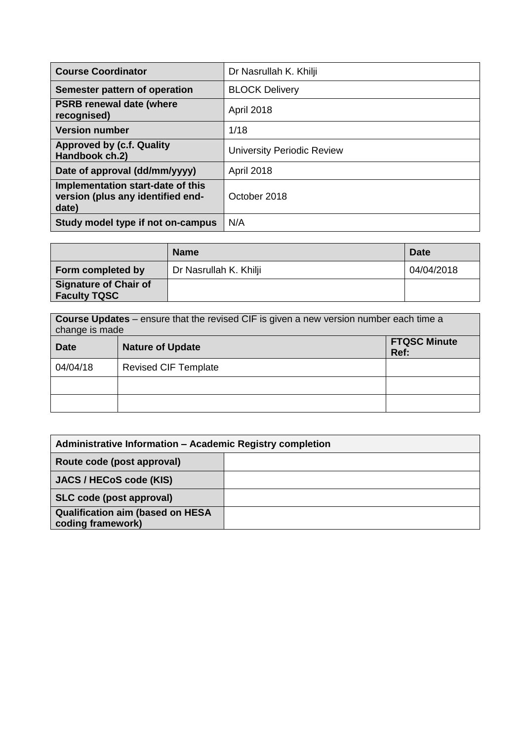| **Course Coordinator** | Dr Nasrullah K. Khilji |
|---|---|
| **Semester pattern of operation** | BLOCK Delivery |
| **PSRB renewal date (where recognised)** | April 2018 |
| **Version number** | 1/18 |
| **Approved by (c.f. Quality Handbook ch.2)** | University Periodic Review |
| **Date of approval (dd/mm/yyyy)** | April 2018 |
| **Implementation start-date of this version (plus any identified end-date)** | October 2018 |
| **Study model type if not on-campus** | N/A |

| | **Name** | **Date** |
|---|---|---|
| **Form completed by** | Dr Nasrullah K. Khilji | 04/04/2018 |
| **Signature of Chair of Faculty TQSC** | | |

| **Course Updates** – ensure that the revised CIF is given a new version number each time a change is made | | |
|---|---|---|
| **Date** | **Nature of Update** | **FTQSC Minute Ref:** |
| 04/04/18 | Revised CIF Template | |
| | | |
| | | |

| **Administrative Information – Academic Registry completion** | |
|---|---|
| **Route code (post approval)** | |
| **JACS / HECoS code (KIS)** | |
| **SLC code (post approval)** | |
| **Qualification aim (based on HESA coding framework)** | |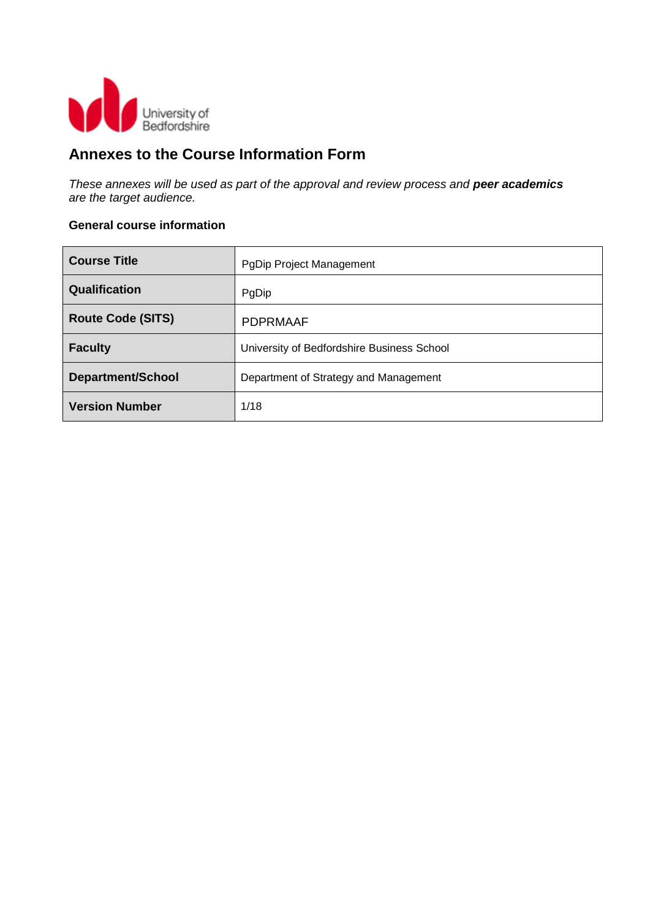# Annexes to the Course Information Form

*These annexes will be used as part of the approval and review process and **peer academics** are the target audience.*

### General course information

| | |
|---|---|
| **Course Title** | PgDip Project Management |
| **Qualification** | PgDip |
| **Route Code (SITS)** | PDPRMAAF |
| **Faculty** | University of Bedfordshire Business School |
| **Department/School** | Department of Strategy and Management |
| **Version Number** | 1/18 |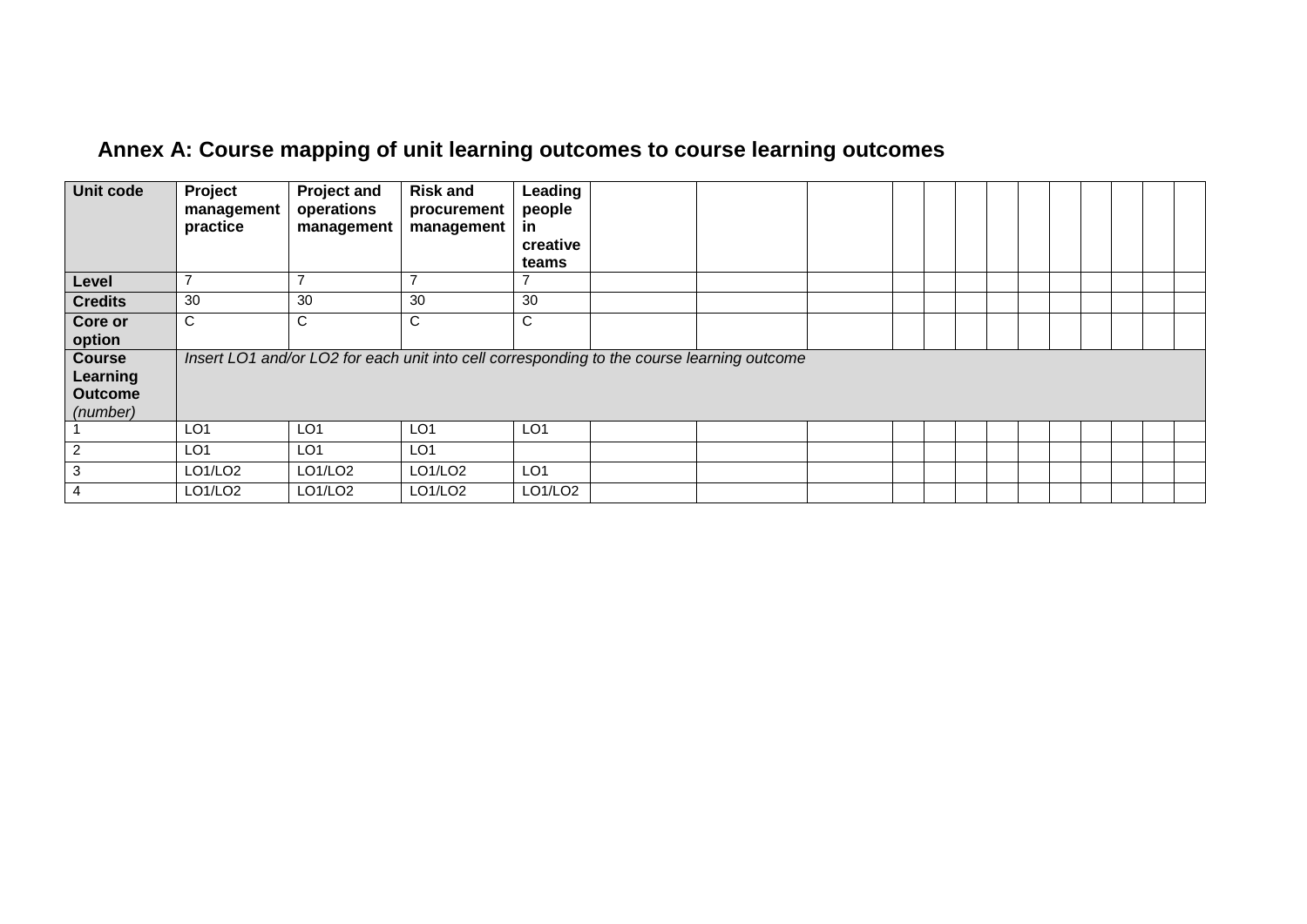## Annex A: Course mapping of unit learning outcomes to course learning outcomes

| **Unit code** | **Project management practice** | **Project and operations management** | **Risk and procurement management** | **Leading people in creative teams** | | | | | | | | | | | | | |
|---|---|---|---|---|---|---|---|---|---|---|---|---|---|---|---|---|---|
| **Level** | 7 | 7 | 7 | 7 | | | | | | | | | | | | | |
| **Credits** | 30 | 30 | 30 | 30 | | | | | | | | | | | | | |
| **Core or option** | C | C | C | C | | | | | | | | | | | | | |
| **Course Learning Outcome** *(number)* | *Insert LO1 and/or LO2 for each unit into cell corresponding to the course learning outcome* | | | | | | | | | | | | | | | | |
| 1 | LO1 | LO1 | LO1 | LO1 | | | | | | | | | | | | | |
| 2 | LO1 | LO1 | LO1 | | | | | | | | | | | | | | |
| 3 | LO1/LO2 | LO1/LO2 | LO1/LO2 | LO1 | | | | | | | | | | | | | |
| 4 | LO1/LO2 | LO1/LO2 | LO1/LO2 | LO1/LO2 | | | | | | | | | | | | | |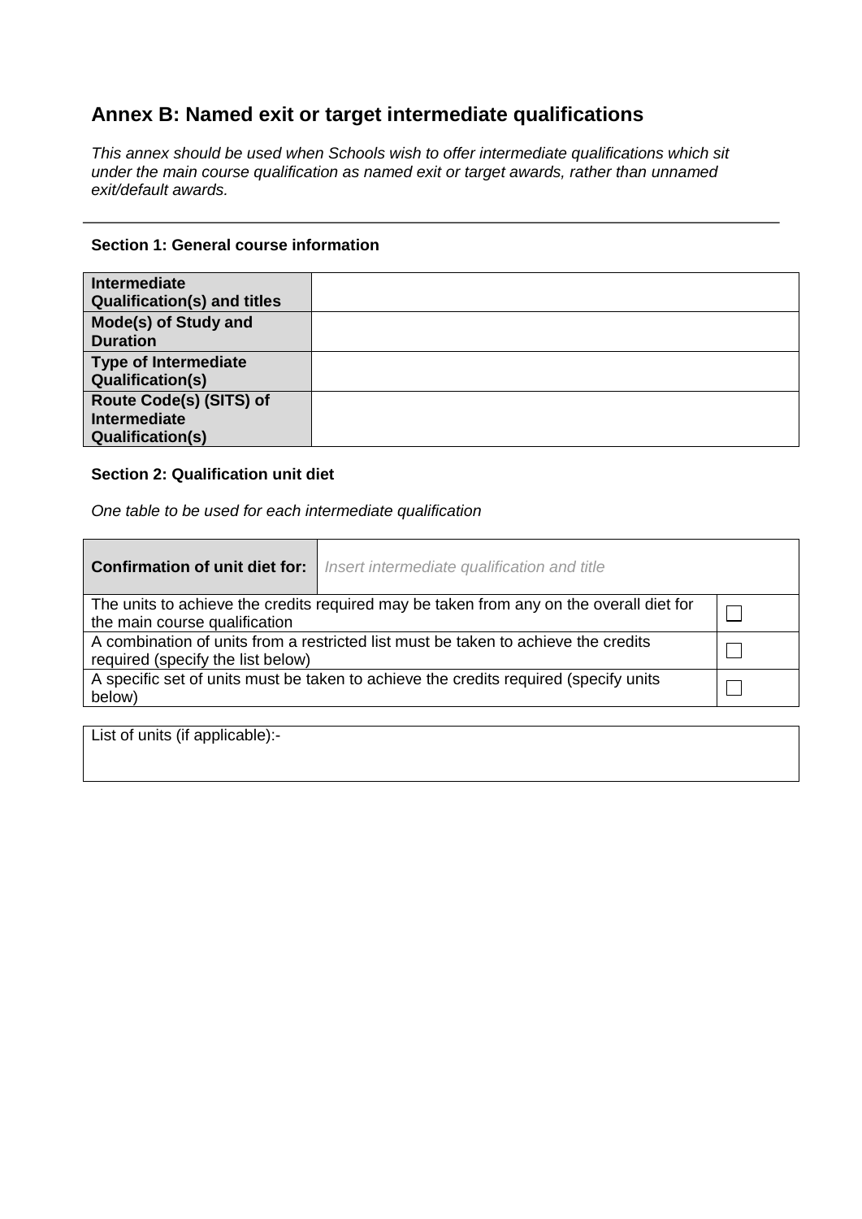## Annex B: Named exit or target intermediate qualifications

*This annex should be used when Schools wish to offer intermediate qualifications which sit under the main course qualification as named exit or target awards, rather than unnamed exit/default awards.*

---

#### Section 1: General course information

| | |
|---|---|
| **Intermediate Qualification(s) and titles** | |
| **Mode(s) of Study and Duration** | |
| **Type of Intermediate Qualification(s)** | |
| **Route Code(s) (SITS) of Intermediate Qualification(s)** | |

#### Section 2: Qualification unit diet

*One table to be used for each intermediate qualification*

| **Confirmation of unit diet for:** | *Insert intermediate qualification and title* |
|---|---|
| The units to achieve the credits required may be taken from any on the overall diet for the main course qualification | ☐ |
| A combination of units from a restricted list must be taken to achieve the credits required (specify the list below) | ☐ |
| A specific set of units must be taken to achieve the credits required (specify units below) | ☐ |

| List of units (if applicable):- |
|---|
| |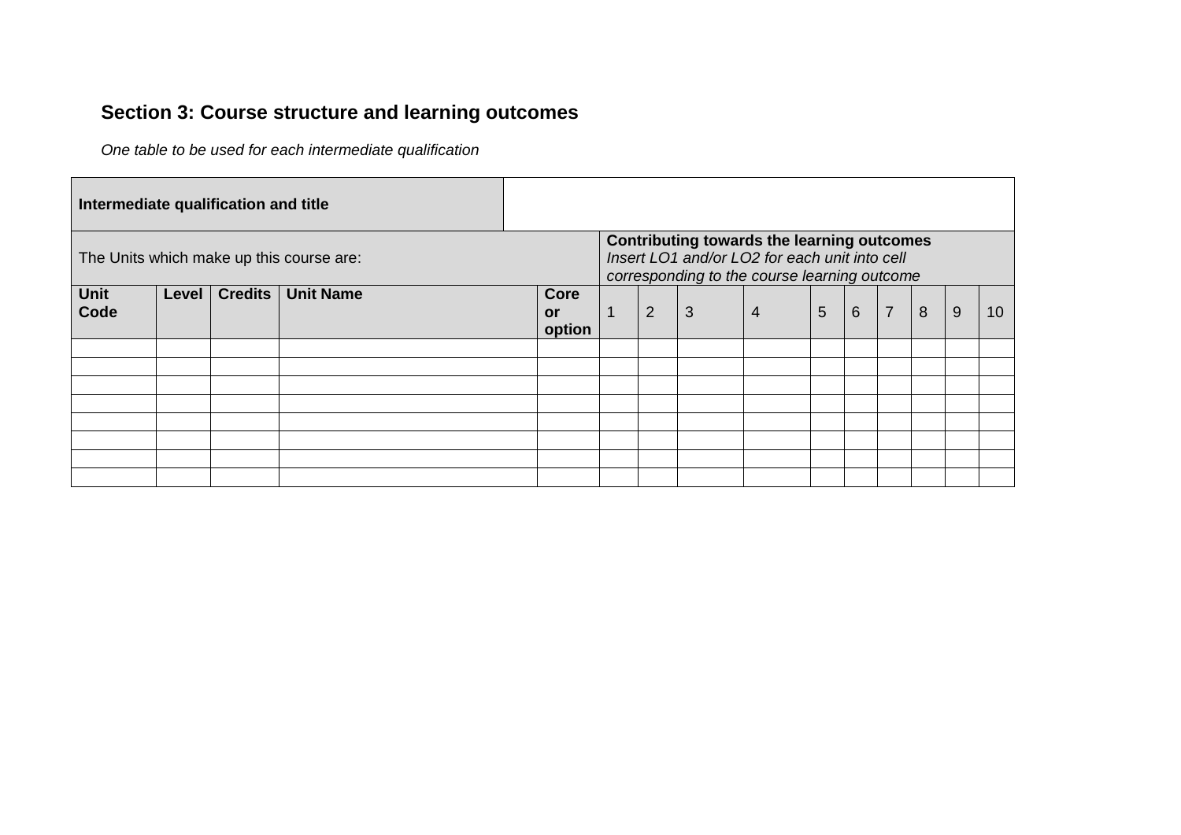## Section 3: Course structure and learning outcomes

*One table to be used for each intermediate qualification*

| **Intermediate qualification and title** | | | | | | | | | | | | | | |
|---|---|---|---|---|---|---|---|---|---|---|---|---|---|---|
| The Units which make up this course are: | | | | | **Contributing towards the learning outcomes** *Insert LO1 and/or LO2 for each unit into cell corresponding to the course learning outcome* | | | | | | | | | |
| **Unit Code** | **Level** | **Credits** | **Unit Name** | **Core or option** | 1 | 2 | 3 | 4 | 5 | 6 | 7 | 8 | 9 | 10 |
| | | | | | | | | | | | | | | |
| | | | | | | | | | | | | | | |
| | | | | | | | | | | | | | | |
| | | | | | | | | | | | | | | |
| | | | | | | | | | | | | | | |
| | | | | | | | | | | | | | | |
| | | | | | | | | | | | | | | |
| | | | | | | | | | | | | | | |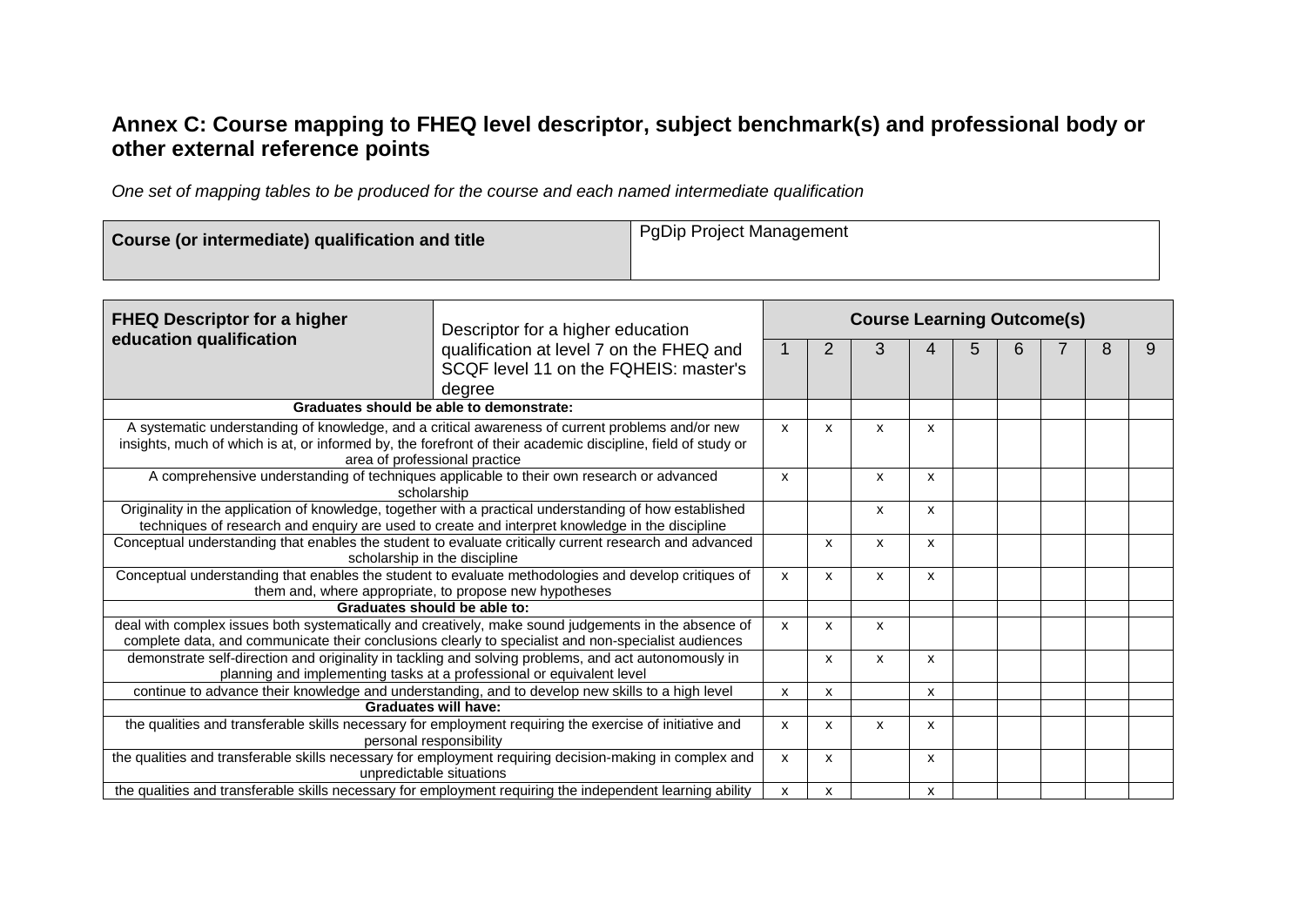## Annex C: Course mapping to FHEQ level descriptor, subject benchmark(s) and professional body or other external reference points

*One set of mapping tables to be produced for the course and each named intermediate qualification*

| Course (or intermediate) qualification and title | PgDip Project Management |
|---|---|

| FHEQ Descriptor for a higher education qualification — Descriptor for a higher education qualification at level 7 on the FHEQ and SCQF level 11 on the FQHEIS: master's degree | Course Learning Outcome(s) | | | | | | | | |
|---|---|---|---|---|---|---|---|---|---|
| | 1 | 2 | 3 | 4 | 5 | 6 | 7 | 8 | 9 |
| **Graduates should be able to demonstrate:** | | | | | | | | | |
| A systematic understanding of knowledge, and a critical awareness of current problems and/or new insights, much of which is at, or informed by, the forefront of their academic discipline, field of study or area of professional practice | x | x | x | x | | | | | |
| A comprehensive understanding of techniques applicable to their own research or advanced scholarship | x | | x | x | | | | | |
| Originality in the application of knowledge, together with a practical understanding of how established techniques of research and enquiry are used to create and interpret knowledge in the discipline | | | x | x | | | | | |
| Conceptual understanding that enables the student to evaluate critically current research and advanced scholarship in the discipline | | x | x | x | | | | | |
| Conceptual understanding that enables the student to evaluate methodologies and develop critiques of them and, where appropriate, to propose new hypotheses | x | x | x | x | | | | | |
| **Graduates should be able to:** | | | | | | | | | |
| deal with complex issues both systematically and creatively, make sound judgements in the absence of complete data, and communicate their conclusions clearly to specialist and non-specialist audiences | x | x | x | | | | | | |
| demonstrate self-direction and originality in tackling and solving problems, and act autonomously in planning and implementing tasks at a professional or equivalent level | | x | x | x | | | | | |
| continue to advance their knowledge and understanding, and to develop new skills to a high level | x | x | | x | | | | | |
| **Graduates will have:** | | | | | | | | | |
| the qualities and transferable skills necessary for employment requiring the exercise of initiative and personal responsibility | x | x | x | x | | | | | |
| the qualities and transferable skills necessary for employment requiring decision-making in complex and unpredictable situations | x | x | | x | | | | | |
| the qualities and transferable skills necessary for employment requiring the independent learning ability | x | x | | x | | | | | |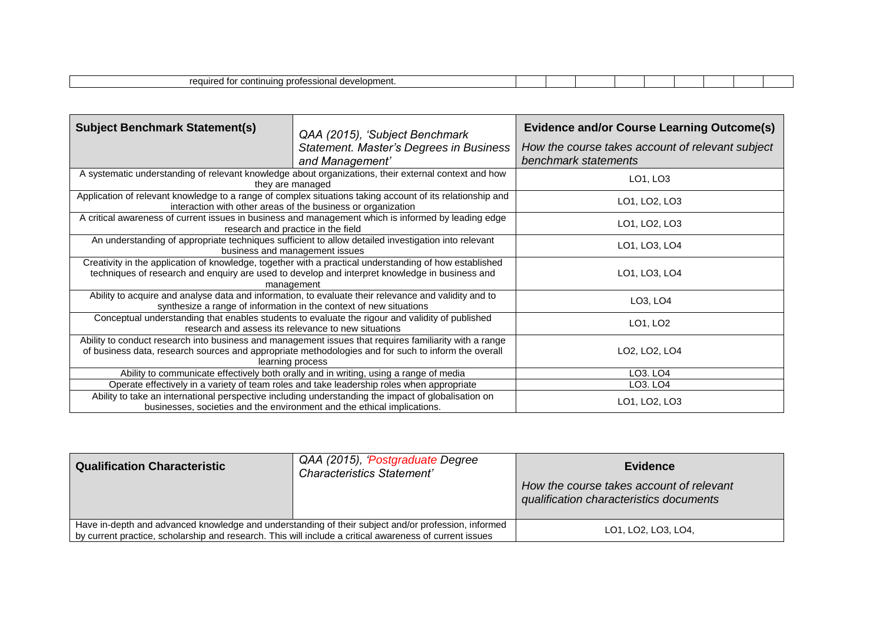| required for continuing professional development. | | | | | | | | | |
|---|---|---|---|---|---|---|---|---|---|

| **Subject Benchmark Statement(s)** | *QAA (2015), 'Subject Benchmark Statement. Master's Degrees in Business and Management'* | **Evidence and/or Course Learning Outcome(s)** *How the course takes account of relevant subject benchmark statements* |
|---|---|---|
| A systematic understanding of relevant knowledge about organizations, their external context and how they are managed | | LO1, LO3 |
| Application of relevant knowledge to a range of complex situations taking account of its relationship and interaction with other areas of the business or organization | | LO1, LO2, LO3 |
| A critical awareness of current issues in business and management which is informed by leading edge research and practice in the field | | LO1, LO2, LO3 |
| An understanding of appropriate techniques sufficient to allow detailed investigation into relevant business and management issues | | LO1, LO3, LO4 |
| Creativity in the application of knowledge, together with a practical understanding of how established techniques of research and enquiry are used to develop and interpret knowledge in business and management | | LO1, LO3, LO4 |
| Ability to acquire and analyse data and information, to evaluate their relevance and validity and to synthesize a range of information in the context of new situations | | LO3, LO4 |
| Conceptual understanding that enables students to evaluate the rigour and validity of published research and assess its relevance to new situations | | LO1, LO2 |
| Ability to conduct research into business and management issues that requires familiarity with a range of business data, research sources and appropriate methodologies and for such to inform the overall learning process | | LO2, LO2, LO4 |
| Ability to communicate effectively both orally and in writing, using a range of media | | LO3. LO4 |
| Operate effectively in a variety of team roles and take leadership roles when appropriate | | LO3. LO4 |
| Ability to take an international perspective including understanding the impact of globalisation on businesses, societies and the environment and the ethical implications. | | LO1, LO2, LO3 |

| **Qualification Characteristic** | *QAA (2015), 'Postgraduate Degree Characteristics Statement'* | **Evidence** *How the course takes account of relevant qualification characteristics documents* |
|---|---|---|
| Have in-depth and advanced knowledge and understanding of their subject and/or profession, informed by current practice, scholarship and research. This will include a critical awareness of current issues | | LO1, LO2, LO3, LO4, |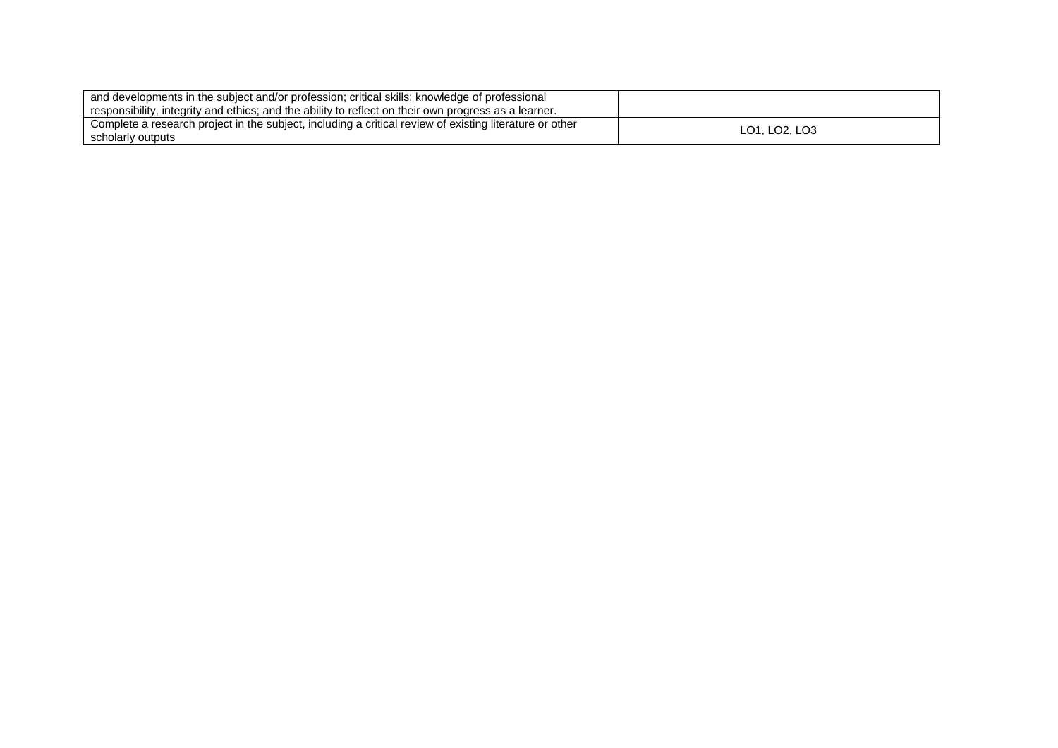| | |
|---|---|
| and developments in the subject and/or profession; critical skills; knowledge of professional responsibility, integrity and ethics; and the ability to reflect on their own progress as a learner. | |
| Complete a research project in the subject, including a critical review of existing literature or other scholarly outputs | LO1, LO2, LO3 |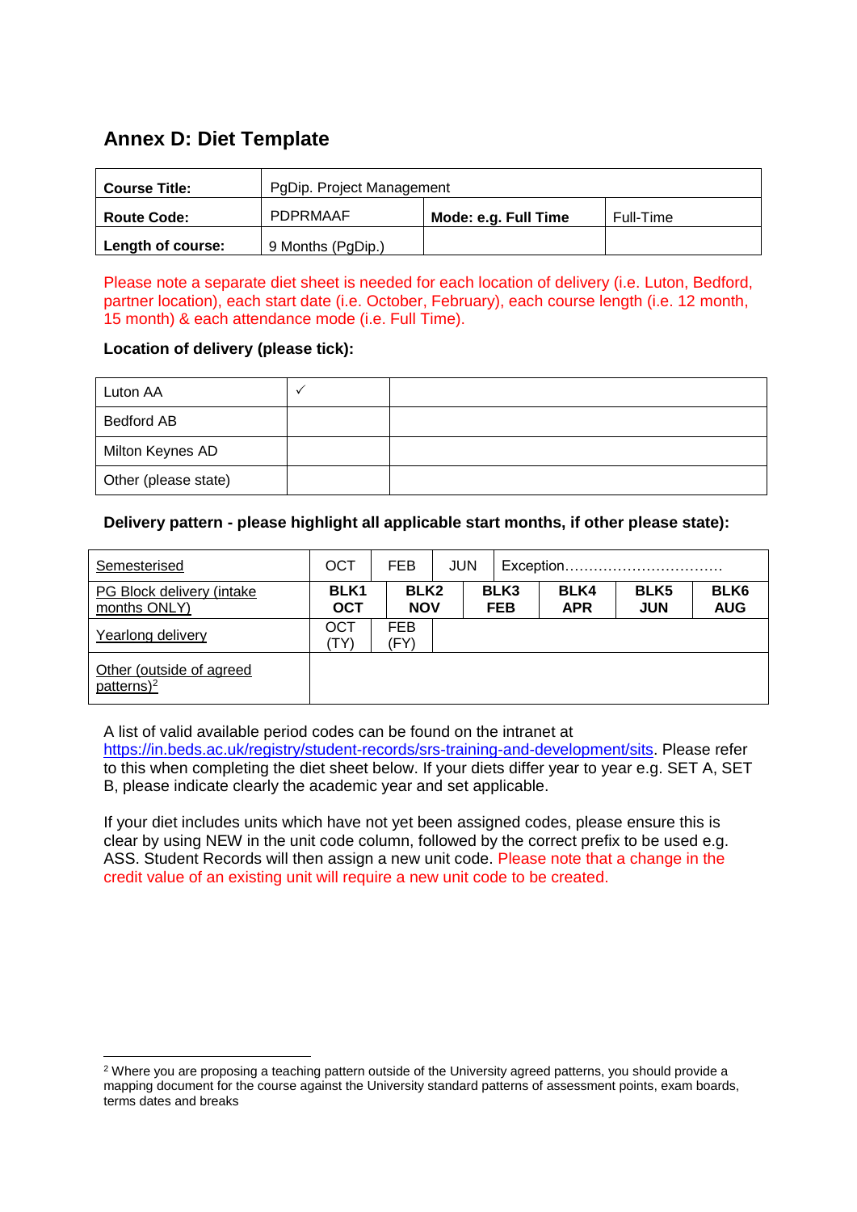## Annex D: Diet Template

| **Course Title:** | PgDip. Project Management | | |
|---|---|---|---|
| **Route Code:** | PDPRMAAF | **Mode: e.g. Full Time** | Full-Time |
| **Length of course:** | 9 Months (PgDip.) | | |

Please note a separate diet sheet is needed for each location of delivery (i.e. Luton, Bedford, partner location), each start date (i.e. October, February), each course length (i.e. 12 month, 15 month) & each attendance mode (i.e. Full Time).

**Location of delivery (please tick):**

| Luton AA | ✓ | |
|---|---|---|
| Bedford AB | | |
| Milton Keynes AD | | |
| Other (please state) | | |

**Delivery pattern - please highlight all applicable start months, if other please state):**

| Semesterised | OCT | FEB | JUN | Exception…………………………… | | |
|---|---|---|---|---|---|---|
| PG Block delivery (intake months ONLY) | **BLK1 OCT** | **BLK2 NOV** | **BLK3 FEB** | **BLK4 APR** | **BLK5 JUN** | **BLK6 AUG** |
| Yearlong delivery | OCT (TY) | FEB (FY) | | | | |
| Other (outside of agreed patterns)[2] | | | | | | |

A list of valid available period codes can be found on the intranet at https://in.beds.ac.uk/registry/student-records/srs-training-and-development/sits. Please refer to this when completing the diet sheet below. If your diets differ year to year e.g. SET A, SET B, please indicate clearly the academic year and set applicable.

If your diet includes units which have not yet been assigned codes, please ensure this is clear by using NEW in the unit code column, followed by the correct prefix to be used e.g. ASS. Student Records will then assign a new unit code. Please note that a change in the credit value of an existing unit will require a new unit code to be created.

[2] Where you are proposing a teaching pattern outside of the University agreed patterns, you should provide a mapping document for the course against the University standard patterns of assessment points, exam boards, terms dates and breaks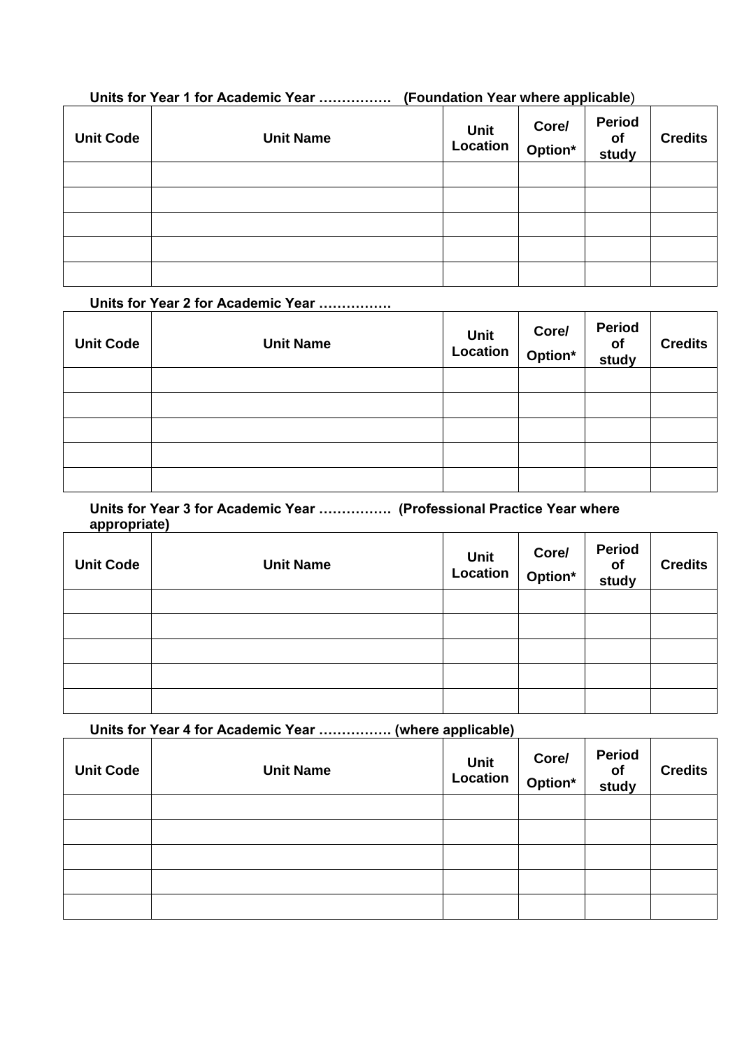**Units for Year 1 for Academic Year ……………. (Foundation Year where applicable)**

| Unit Code | Unit Name | Unit Location | Core/ Option* | Period of study | Credits |
|---|---|---|---|---|---|
| | | | | | |
| | | | | | |
| | | | | | |
| | | | | | |
| | | | | | |

**Units for Year 2 for Academic Year …………….**

| Unit Code | Unit Name | Unit Location | Core/ Option* | Period of study | Credits |
|---|---|---|---|---|---|
| | | | | | |
| | | | | | |
| | | | | | |
| | | | | | |
| | | | | | |

**Units for Year 3 for Academic Year ……………. (Professional Practice Year where appropriate)**

| Unit Code | Unit Name | Unit Location | Core/ Option* | Period of study | Credits |
|---|---|---|---|---|---|
| | | | | | |
| | | | | | |
| | | | | | |
| | | | | | |
| | | | | | |

**Units for Year 4 for Academic Year ……………. (where applicable)**

| Unit Code | Unit Name | Unit Location | Core/ Option* | Period of study | Credits |
|---|---|---|---|---|---|
| | | | | | |
| | | | | | |
| | | | | | |
| | | | | | |
| | | | | | |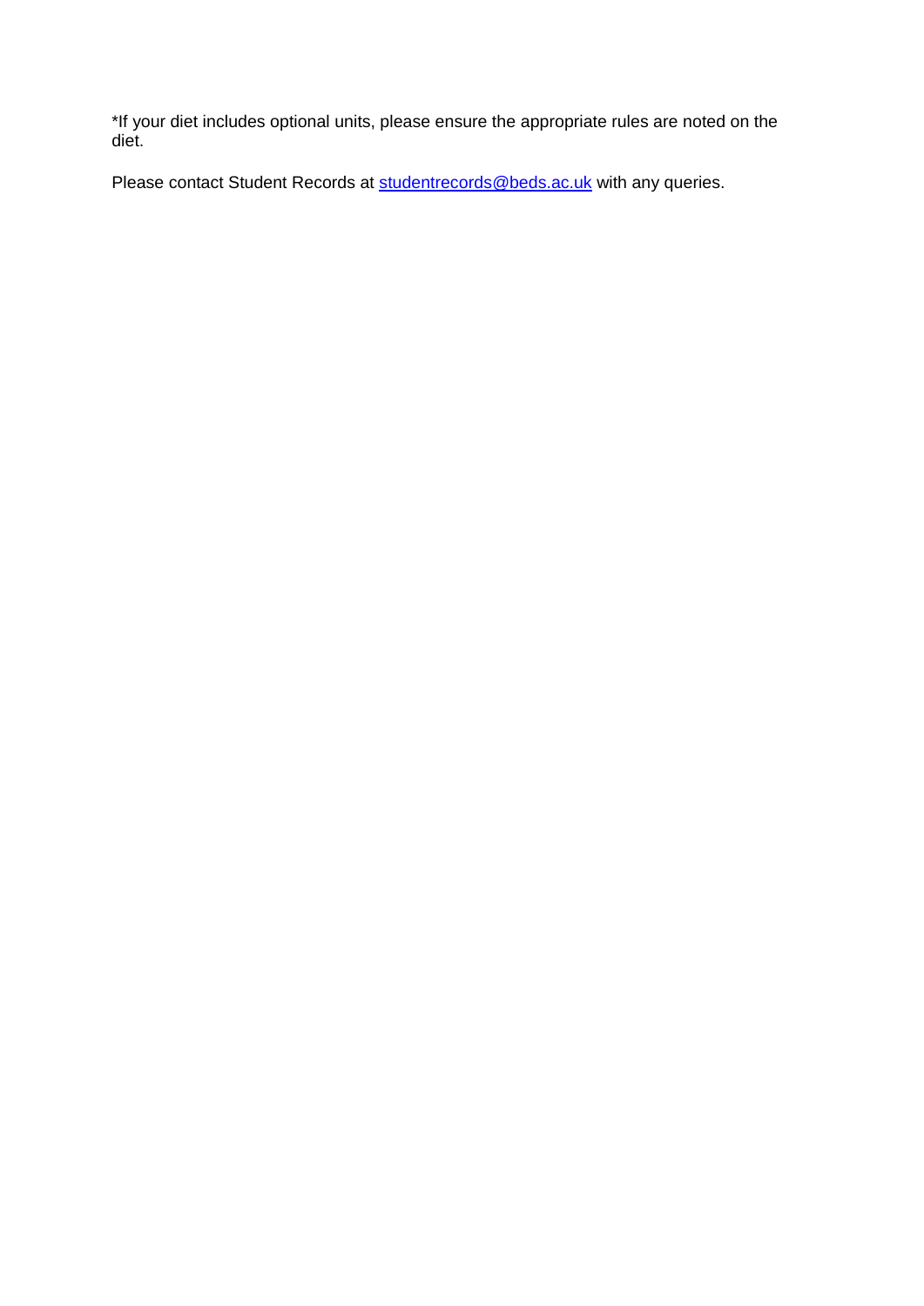*If your diet includes optional units, please ensure the appropriate rules are noted on the diet.

Please contact Student Records at [studentrecords@beds.ac.uk](mailto:studentrecords@beds.ac.uk) with any queries.